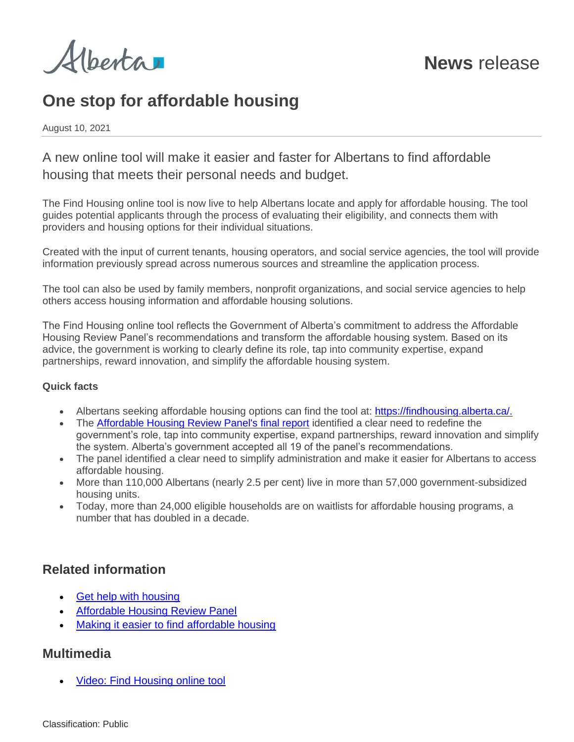Alberta

News release

# One stop for affordable housing

August 10, 2021

A new online tool will make it easier and faster for Albertans to find affordable housing that meets their personal needs and budget.

The Find Housing online tool is now live to help Albertans locate and apply for affordable housing. The tool guides potential applicants through the process of evaluating their eligibility, and connects them with providers and housing options for their individual situations.

Created with the input of current tenants, housing operators, and social service agencies, the tool will provide information previously spread across numerous sources and streamline the application process.

The tool can also be used by family members, nonprofit organizations, and social service agencies to help others access housing information and affordable housing solutions.

The Find Housing online tool reflects the Government of Alberta's commitment to address the Affordable Housing Review Panel's recommendations and transform the affordable housing system. Based on its advice, the government is working to clearly define its role, tap into community expertise, expand partnerships, reward innovation, and simplify the affordable housing system.

**Quick facts**

- Albertans seeking affordable housing options can find the tool at: https://findhousing.alberta.ca/.
- The Affordable Housing Review Panel's final report identified a clear need to redefine the government's role, tap into community expertise, expand partnerships, reward innovation and simplify the system. Alberta's government accepted all 19 of the panel's recommendations.
- The panel identified a clear need to simplify administration and make it easier for Albertans to access affordable housing.
- More than 110,000 Albertans (nearly 2.5 per cent) live in more than 57,000 government-subsidized housing units.
- Today, more than 24,000 eligible households are on waitlists for affordable housing programs, a number that has doubled in a decade.

## Related information

- Get help with housing
- Affordable Housing Review Panel
- Making it easier to find affordable housing

## Multimedia

- Video: Find Housing online tool

Classification: Public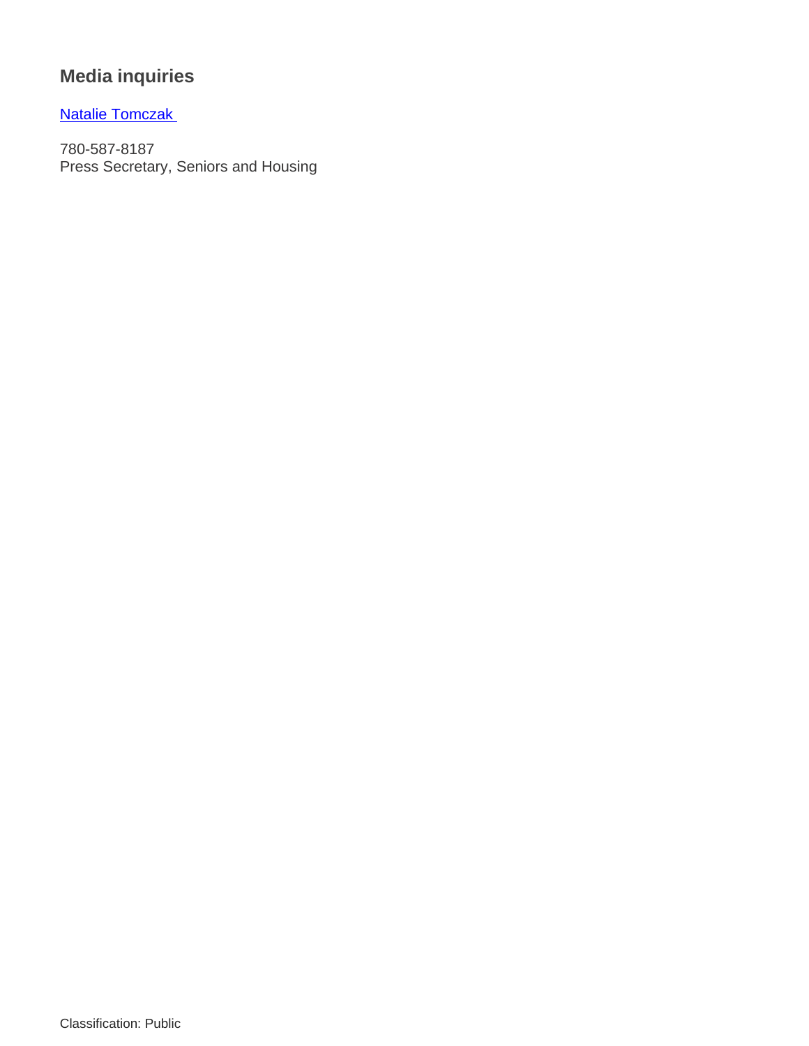## Media inquiries

[Natalie Tomczak]

780-587-8187
Press Secretary, Seniors and Housing

Classification: Public